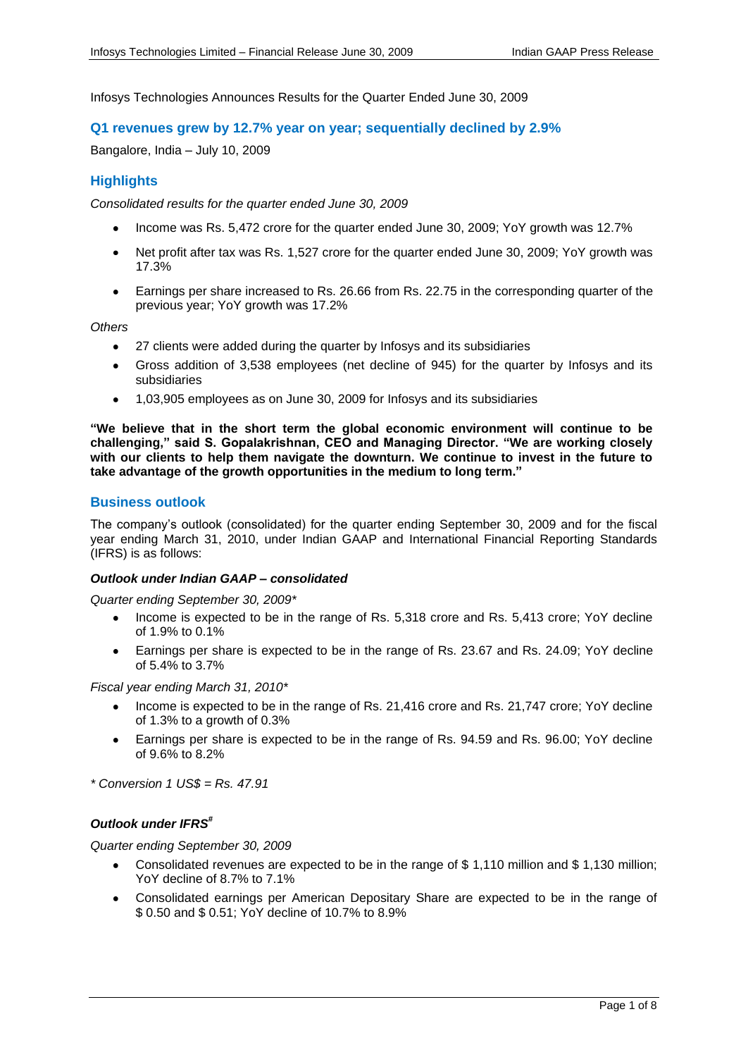Infosys Technologies Announces Results for the Quarter Ended June 30, 2009

## Q1 revenues grew by 12.7% year on year; sequentially declined by 2.9%

Bangalore, India – July 10, 2009

## Highlights

*Consolidated results for the quarter ended June 30, 2009*

- Income was Rs. 5,472 crore for the quarter ended June 30, 2009; YoY growth was 12.7%
- Net profit after tax was Rs. 1,527 crore for the quarter ended June 30, 2009; YoY growth was 17.3%
- Earnings per share increased to Rs. 26.66 from Rs. 22.75 in the corresponding quarter of the previous year; YoY growth was 17.2%

*Others*

- 27 clients were added during the quarter by Infosys and its subsidiaries
- Gross addition of 3,538 employees (net decline of 945) for the quarter by Infosys and its subsidiaries
- 1,03,905 employees as on June 30, 2009 for Infosys and its subsidiaries

**"We believe that in the short term the global economic environment will continue to be challenging," said S. Gopalakrishnan, CEO and Managing Director. "We are working closely with our clients to help them navigate the downturn. We continue to invest in the future to take advantage of the growth opportunities in the medium to long term."**

## Business outlook

The company's outlook (consolidated) for the quarter ending September 30, 2009 and for the fiscal year ending March 31, 2010, under Indian GAAP and International Financial Reporting Standards (IFRS) is as follows:

#### *Outlook under Indian GAAP – consolidated*

*Quarter ending September 30, 2009**

- Income is expected to be in the range of Rs. 5,318 crore and Rs. 5,413 crore; YoY decline of 1.9% to 0.1%
- Earnings per share is expected to be in the range of Rs. 23.67 and Rs. 24.09; YoY decline of 5.4% to 3.7%

*Fiscal year ending March 31, 2010**

- Income is expected to be in the range of Rs. 21,416 crore and Rs. 21,747 crore; YoY decline of 1.3% to a growth of 0.3%
- Earnings per share is expected to be in the range of Rs. 94.59 and Rs. 96.00; YoY decline of 9.6% to 8.2%

*\* Conversion 1 US$ = Rs. 47.91*

#### *Outlook under IFRS#*

*Quarter ending September 30, 2009*

- Consolidated revenues are expected to be in the range of $ 1,110 million and $ 1,130 million; YoY decline of 8.7% to 7.1%
- Consolidated earnings per American Depositary Share are expected to be in the range of $ 0.50 and $ 0.51; YoY decline of 10.7% to 8.9%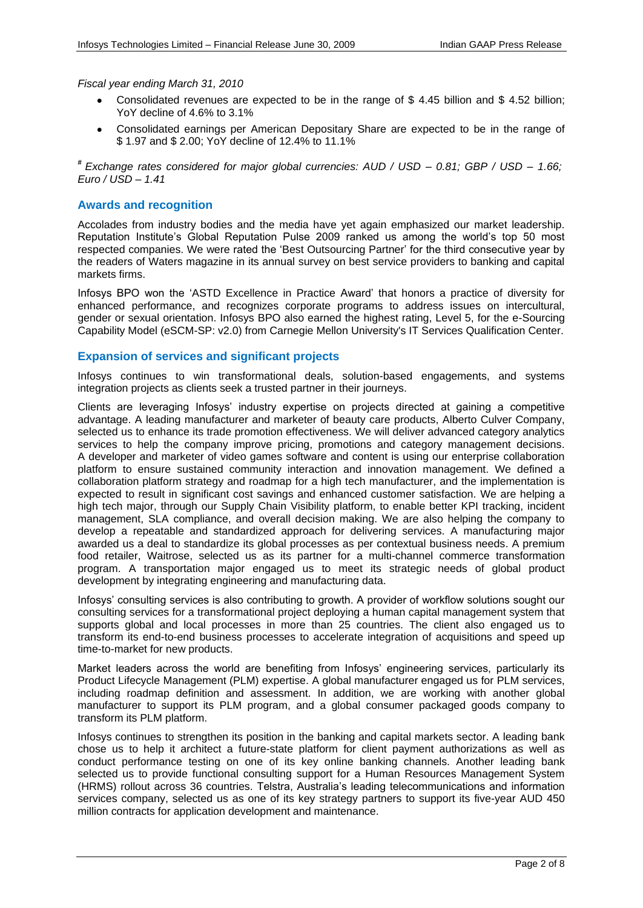*Fiscal year ending March 31, 2010*

- Consolidated revenues are expected to be in the range of \$ 4.45 billion and \$ 4.52 billion; YoY decline of 4.6% to 3.1%
- Consolidated earnings per American Depositary Share are expected to be in the range of \$ 1.97 and \$ 2.00; YoY decline of 12.4% to 11.1%

*[#] Exchange rates considered for major global currencies: AUD / USD – 0.81; GBP / USD – 1.66; Euro / USD – 1.41*

## Awards and recognition

Accolades from industry bodies and the media have yet again emphasized our market leadership. Reputation Institute's Global Reputation Pulse 2009 ranked us among the world's top 50 most respected companies. We were rated the 'Best Outsourcing Partner' for the third consecutive year by the readers of Waters magazine in its annual survey on best service providers to banking and capital markets firms.

Infosys BPO won the 'ASTD Excellence in Practice Award' that honors a practice of diversity for enhanced performance, and recognizes corporate programs to address issues on intercultural, gender or sexual orientation. Infosys BPO also earned the highest rating, Level 5, for the e-Sourcing Capability Model (eSCM-SP: v2.0) from Carnegie Mellon University's IT Services Qualification Center.

## Expansion of services and significant projects

Infosys continues to win transformational deals, solution-based engagements, and systems integration projects as clients seek a trusted partner in their journeys.

Clients are leveraging Infosys' industry expertise on projects directed at gaining a competitive advantage. A leading manufacturer and marketer of beauty care products, Alberto Culver Company, selected us to enhance its trade promotion effectiveness. We will deliver advanced category analytics services to help the company improve pricing, promotions and category management decisions. A developer and marketer of video games software and content is using our enterprise collaboration platform to ensure sustained community interaction and innovation management. We defined a collaboration platform strategy and roadmap for a high tech manufacturer, and the implementation is expected to result in significant cost savings and enhanced customer satisfaction. We are helping a high tech major, through our Supply Chain Visibility platform, to enable better KPI tracking, incident management, SLA compliance, and overall decision making. We are also helping the company to develop a repeatable and standardized approach for delivering services. A manufacturing major awarded us a deal to standardize its global processes as per contextual business needs. A premium food retailer, Waitrose, selected us as its partner for a multi-channel commerce transformation program. A transportation major engaged us to meet its strategic needs of global product development by integrating engineering and manufacturing data.

Infosys' consulting services is also contributing to growth. A provider of workflow solutions sought our consulting services for a transformational project deploying a human capital management system that supports global and local processes in more than 25 countries. The client also engaged us to transform its end-to-end business processes to accelerate integration of acquisitions and speed up time-to-market for new products.

Market leaders across the world are benefiting from Infosys' engineering services, particularly its Product Lifecycle Management (PLM) expertise. A global manufacturer engaged us for PLM services, including roadmap definition and assessment. In addition, we are working with another global manufacturer to support its PLM program, and a global consumer packaged goods company to transform its PLM platform.

Infosys continues to strengthen its position in the banking and capital markets sector. A leading bank chose us to help it architect a future-state platform for client payment authorizations as well as conduct performance testing on one of its key online banking channels. Another leading bank selected us to provide functional consulting support for a Human Resources Management System (HRMS) rollout across 36 countries. Telstra, Australia's leading telecommunications and information services company, selected us as one of its key strategy partners to support its five-year AUD 450 million contracts for application development and maintenance.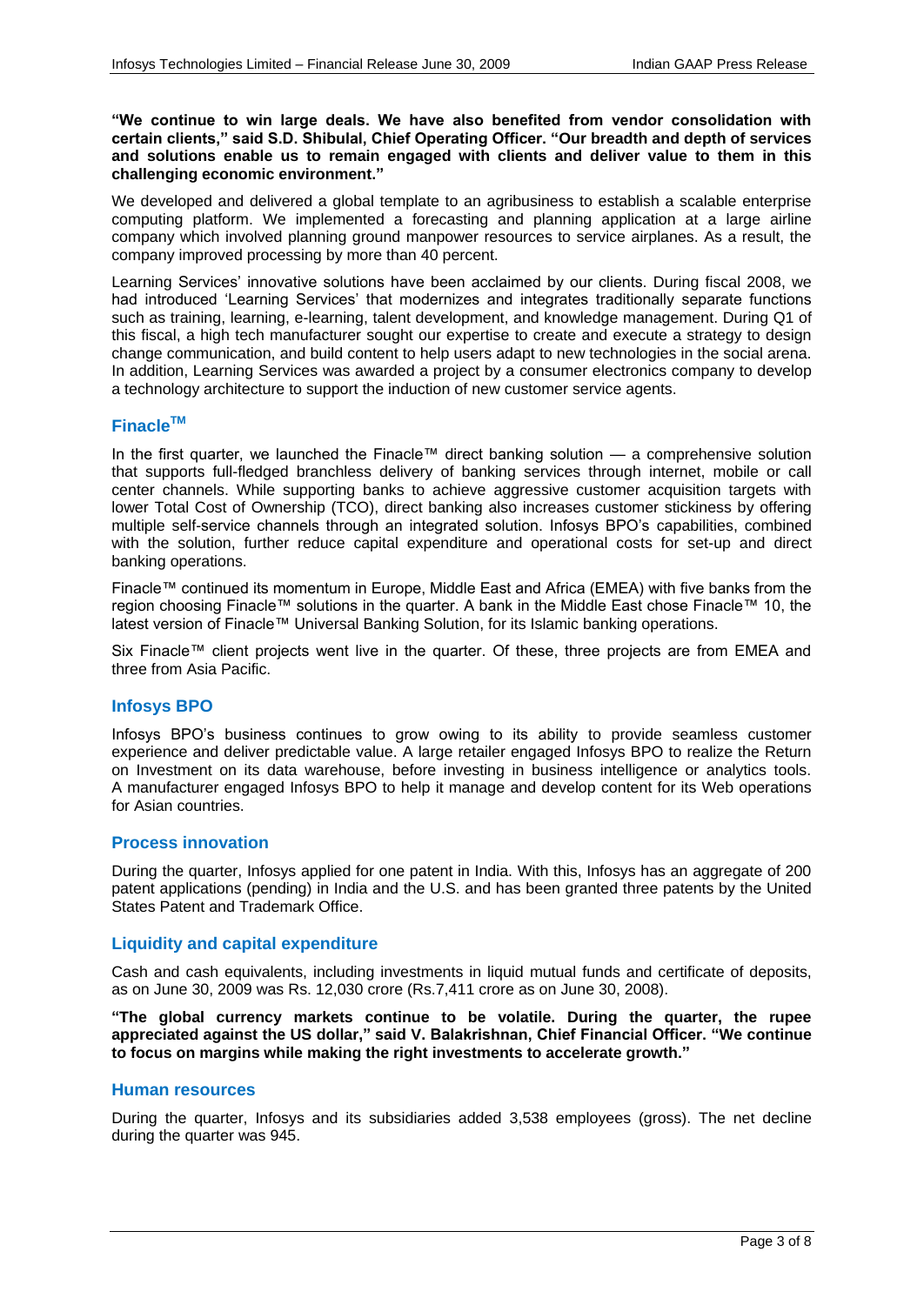**"We continue to win large deals. We have also benefited from vendor consolidation with certain clients," said S.D. Shibulal, Chief Operating Officer. "Our breadth and depth of services and solutions enable us to remain engaged with clients and deliver value to them in this challenging economic environment."**

We developed and delivered a global template to an agribusiness to establish a scalable enterprise computing platform. We implemented a forecasting and planning application at a large airline company which involved planning ground manpower resources to service airplanes. As a result, the company improved processing by more than 40 percent.

Learning Services' innovative solutions have been acclaimed by our clients. During fiscal 2008, we had introduced 'Learning Services' that modernizes and integrates traditionally separate functions such as training, learning, e-learning, talent development, and knowledge management. During Q1 of this fiscal, a high tech manufacturer sought our expertise to create and execute a strategy to design change communication, and build content to help users adapt to new technologies in the social arena. In addition, Learning Services was awarded a project by a consumer electronics company to develop a technology architecture to support the induction of new customer service agents.

## Finacle™

In the first quarter, we launched the Finacle™ direct banking solution — a comprehensive solution that supports full-fledged branchless delivery of banking services through internet, mobile or call center channels. While supporting banks to achieve aggressive customer acquisition targets with lower Total Cost of Ownership (TCO), direct banking also increases customer stickiness by offering multiple self-service channels through an integrated solution. Infosys BPO's capabilities, combined with the solution, further reduce capital expenditure and operational costs for set-up and direct banking operations.

Finacle™ continued its momentum in Europe, Middle East and Africa (EMEA) with five banks from the region choosing Finacle™ solutions in the quarter. A bank in the Middle East chose Finacle™ 10, the latest version of Finacle™ Universal Banking Solution, for its Islamic banking operations.

Six Finacle™ client projects went live in the quarter. Of these, three projects are from EMEA and three from Asia Pacific.

## Infosys BPO

Infosys BPO's business continues to grow owing to its ability to provide seamless customer experience and deliver predictable value. A large retailer engaged Infosys BPO to realize the Return on Investment on its data warehouse, before investing in business intelligence or analytics tools. A manufacturer engaged Infosys BPO to help it manage and develop content for its Web operations for Asian countries.

## Process innovation

During the quarter, Infosys applied for one patent in India. With this, Infosys has an aggregate of 200 patent applications (pending) in India and the U.S. and has been granted three patents by the United States Patent and Trademark Office.

## Liquidity and capital expenditure

Cash and cash equivalents, including investments in liquid mutual funds and certificate of deposits, as on June 30, 2009 was Rs. 12,030 crore (Rs.7,411 crore as on June 30, 2008).

**"The global currency markets continue to be volatile. During the quarter, the rupee appreciated against the US dollar," said V. Balakrishnan, Chief Financial Officer. "We continue to focus on margins while making the right investments to accelerate growth."**

## Human resources

During the quarter, Infosys and its subsidiaries added 3,538 employees (gross). The net decline during the quarter was 945.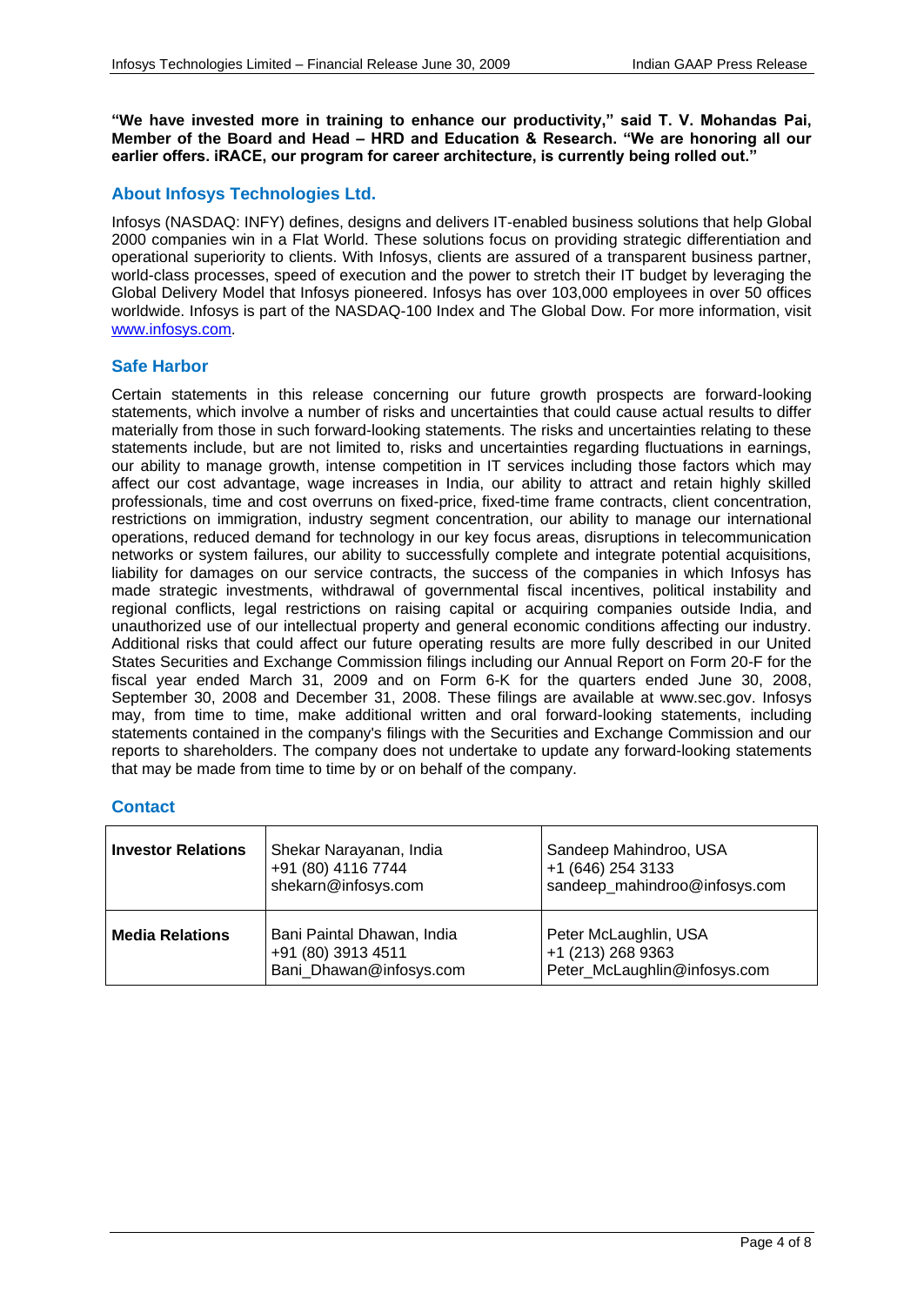**"We have invested more in training to enhance our productivity," said T. V. Mohandas Pai, Member of the Board and Head – HRD and Education & Research. "We are honoring all our earlier offers. iRACE, our program for career architecture, is currently being rolled out."**

## About Infosys Technologies Ltd.

Infosys (NASDAQ: INFY) defines, designs and delivers IT-enabled business solutions that help Global 2000 companies win in a Flat World. These solutions focus on providing strategic differentiation and operational superiority to clients. With Infosys, clients are assured of a transparent business partner, world-class processes, speed of execution and the power to stretch their IT budget by leveraging the Global Delivery Model that Infosys pioneered. Infosys has over 103,000 employees in over 50 offices worldwide. Infosys is part of the NASDAQ-100 Index and The Global Dow. For more information, visit www.infosys.com.

## Safe Harbor

Certain statements in this release concerning our future growth prospects are forward-looking statements, which involve a number of risks and uncertainties that could cause actual results to differ materially from those in such forward-looking statements. The risks and uncertainties relating to these statements include, but are not limited to, risks and uncertainties regarding fluctuations in earnings, our ability to manage growth, intense competition in IT services including those factors which may affect our cost advantage, wage increases in India, our ability to attract and retain highly skilled professionals, time and cost overruns on fixed-price, fixed-time frame contracts, client concentration, restrictions on immigration, industry segment concentration, our ability to manage our international operations, reduced demand for technology in our key focus areas, disruptions in telecommunication networks or system failures, our ability to successfully complete and integrate potential acquisitions, liability for damages on our service contracts, the success of the companies in which Infosys has made strategic investments, withdrawal of governmental fiscal incentives, political instability and regional conflicts, legal restrictions on raising capital or acquiring companies outside India, and unauthorized use of our intellectual property and general economic conditions affecting our industry. Additional risks that could affect our future operating results are more fully described in our United States Securities and Exchange Commission filings including our Annual Report on Form 20-F for the fiscal year ended March 31, 2009 and on Form 6-K for the quarters ended June 30, 2008, September 30, 2008 and December 31, 2008. These filings are available at www.sec.gov. Infosys may, from time to time, make additional written and oral forward-looking statements, including statements contained in the company's filings with the Securities and Exchange Commission and our reports to shareholders. The company does not undertake to update any forward-looking statements that may be made from time to time by or on behalf of the company.

## Contact

| | | |
|---|---|---|
| **Investor Relations** | Shekar Narayanan, India<br>+91 (80) 4116 7744<br>shekarn@infosys.com | Sandeep Mahindroo, USA<br>+1 (646) 254 3133<br>sandeep_mahindroo@infosys.com |
| **Media Relations** | Bani Paintal Dhawan, India<br>+91 (80) 3913 4511<br>Bani_Dhawan@infosys.com | Peter McLaughlin, USA<br>+1 (213) 268 9363<br>Peter_McLaughlin@infosys.com |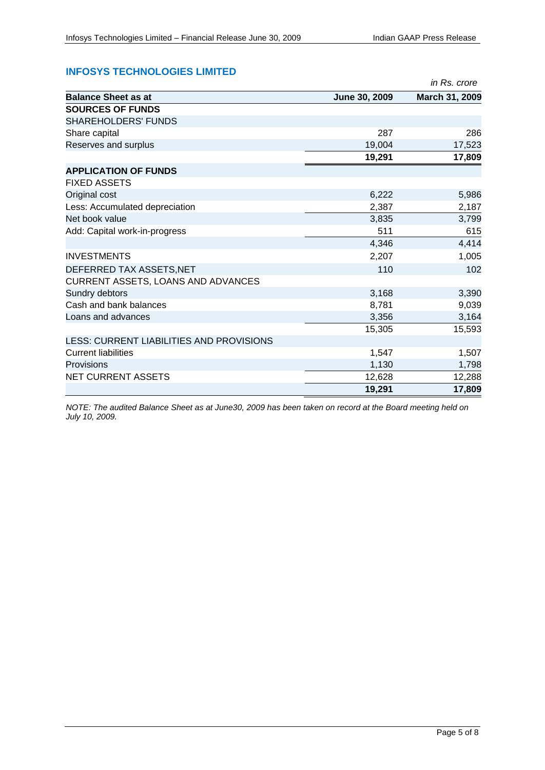## INFOSYS TECHNOLOGIES LIMITED

*in Rs. crore*

| Balance Sheet as at | June 30, 2009 | March 31, 2009 |
|---|---|---|
| **SOURCES OF FUNDS** | | |
| SHAREHOLDERS' FUNDS | | |
| Share capital | 287 | 286 |
| Reserves and surplus | 19,004 | 17,523 |
| | **19,291** | **17,809** |
| **APPLICATION OF FUNDS** | | |
| FIXED ASSETS | | |
| Original cost | 6,222 | 5,986 |
| Less: Accumulated depreciation | 2,387 | 2,187 |
| Net book value | 3,835 | 3,799 |
| Add: Capital work-in-progress | 511 | 615 |
| | 4,346 | 4,414 |
| INVESTMENTS | 2,207 | 1,005 |
| DEFERRED TAX ASSETS,NET | 110 | 102 |
| CURRENT ASSETS, LOANS AND ADVANCES | | |
| Sundry debtors | 3,168 | 3,390 |
| Cash and bank balances | 8,781 | 9,039 |
| Loans and advances | 3,356 | 3,164 |
| | 15,305 | 15,593 |
| LESS: CURRENT LIABILITIES AND PROVISIONS | | |
| Current liabilities | 1,547 | 1,507 |
| Provisions | 1,130 | 1,798 |
| NET CURRENT ASSETS | 12,628 | 12,288 |
| | **19,291** | **17,809** |

*NOTE: The audited Balance Sheet as at June30, 2009 has been taken on record at the Board meeting held on July 10, 2009.*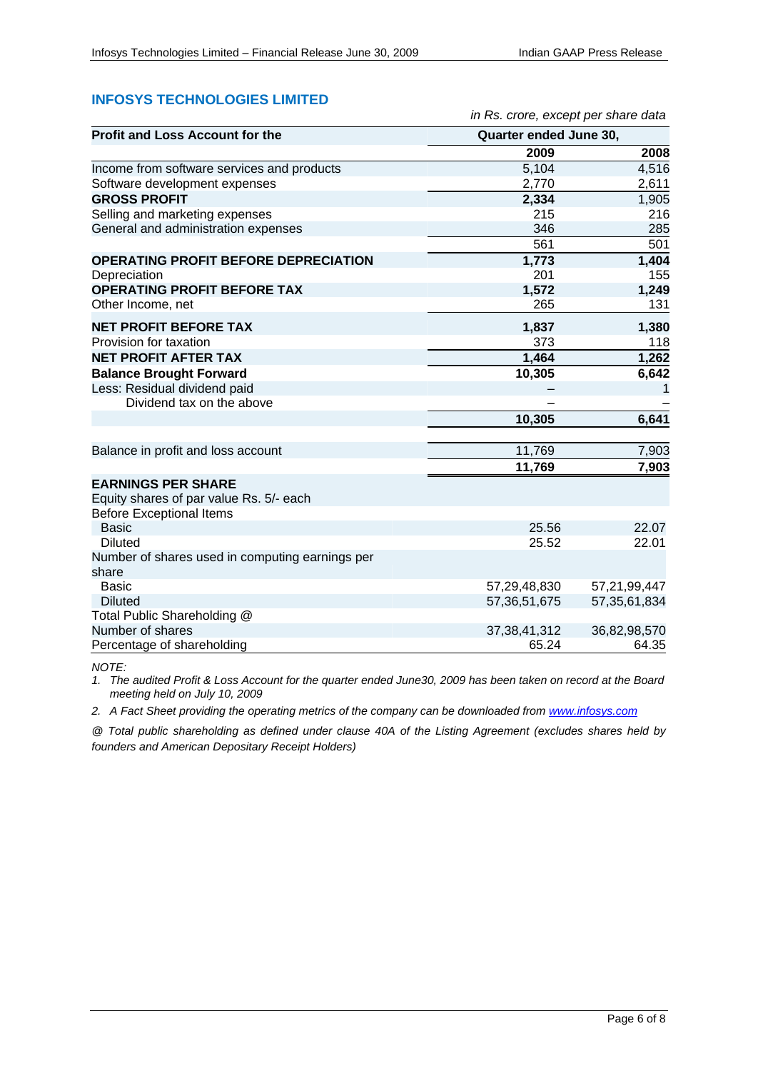## INFOSYS TECHNOLOGIES LIMITED

*in Rs. crore, except per share data*

| Profit and Loss Account for the | Quarter ended June 30, | |
|---|---|---|
| | **2009** | **2008** |
| Income from software services and products | 5,104 | 4,516 |
| Software development expenses | 2,770 | 2,611 |
| **GROSS PROFIT** | **2,334** | 1,905 |
| Selling and marketing expenses | 215 | 216 |
| General and administration expenses | 346 | 285 |
| | 561 | 501 |
| **OPERATING PROFIT BEFORE DEPRECIATION** | **1,773** | **1,404** |
| Depreciation | 201 | 155 |
| **OPERATING PROFIT BEFORE TAX** | **1,572** | **1,249** |
| Other Income, net | 265 | 131 |
| **NET PROFIT BEFORE TAX** | **1,837** | **1,380** |
| Provision for taxation | 373 | 118 |
| **NET PROFIT AFTER TAX** | **1,464** | **1,262** |
| **Balance Brought Forward** | **10,305** | **6,642** |
| Less: Residual dividend paid | – | 1 |
| Dividend tax on the above | – | – |
| | **10,305** | **6,641** |
| Balance in profit and loss account | 11,769 | 7,903 |
| | **11,769** | **7,903** |
| **EARNINGS PER SHARE** | | |
| Equity shares of par value Rs. 5/- each | | |
| Before Exceptional Items | | |
| Basic | 25.56 | 22.07 |
| Diluted | 25.52 | 22.01 |
| Number of shares used in computing earnings per share | | |
| Basic | 57,29,48,830 | 57,21,99,447 |
| Diluted | 57,36,51,675 | 57,35,61,834 |
| Total Public Shareholding @ | | |
| Number of shares | 37,38,41,312 | 36,82,98,570 |
| Percentage of shareholding | 65.24 | 64.35 |

*NOTE:*

1. *The audited Profit & Loss Account for the quarter ended June30, 2009 has been taken on record at the Board meeting held on July 10, 2009*
2. *A Fact Sheet providing the operating metrics of the company can be downloaded from www.infosys.com*

*@ Total public shareholding as defined under clause 40A of the Listing Agreement (excludes shares held by founders and American Depositary Receipt Holders)*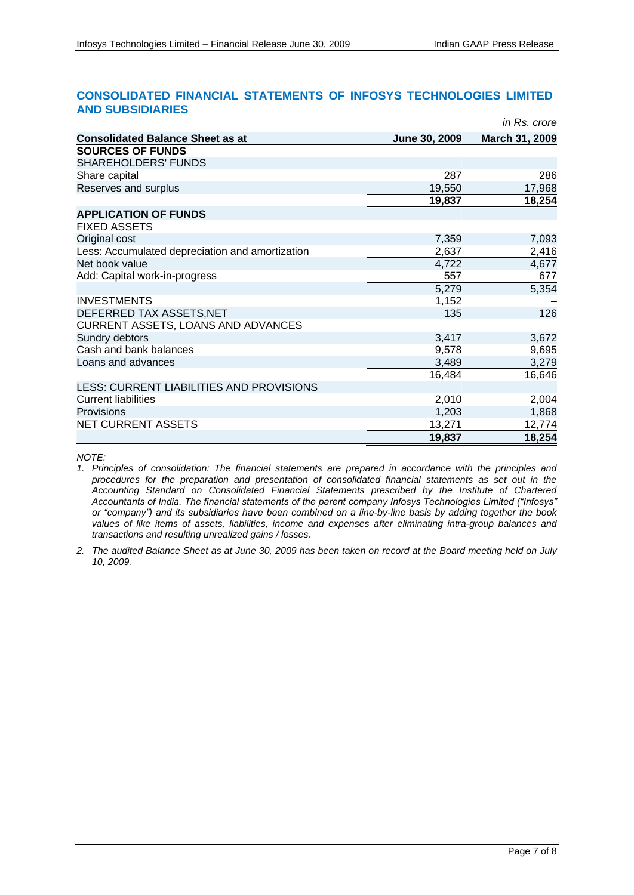## CONSOLIDATED FINANCIAL STATEMENTS OF INFOSYS TECHNOLOGIES LIMITED AND SUBSIDIARIES

*in Rs. crore*

| Consolidated Balance Sheet as at | June 30, 2009 | March 31, 2009 |
|---|---|---|
| **SOURCES OF FUNDS** | | |
| SHAREHOLDERS' FUNDS | | |
| Share capital | 287 | 286 |
| Reserves and surplus | 19,550 | 17,968 |
| | **19,837** | **18,254** |
| **APPLICATION OF FUNDS** | | |
| FIXED ASSETS | | |
| Original cost | 7,359 | 7,093 |
| Less: Accumulated depreciation and amortization | 2,637 | 2,416 |
| Net book value | 4,722 | 4,677 |
| Add: Capital work-in-progress | 557 | 677 |
| | 5,279 | 5,354 |
| INVESTMENTS | 1,152 | – |
| DEFERRED TAX ASSETS,NET | 135 | 126 |
| CURRENT ASSETS, LOANS AND ADVANCES | | |
| Sundry debtors | 3,417 | 3,672 |
| Cash and bank balances | 9,578 | 9,695 |
| Loans and advances | 3,489 | 3,279 |
| | 16,484 | 16,646 |
| LESS: CURRENT LIABILITIES AND PROVISIONS | | |
| Current liabilities | 2,010 | 2,004 |
| Provisions | 1,203 | 1,868 |
| NET CURRENT ASSETS | 13,271 | 12,774 |
| | **19,837** | **18,254** |

*NOTE:*

1. *Principles of consolidation: The financial statements are prepared in accordance with the principles and procedures for the preparation and presentation of consolidated financial statements as set out in the Accounting Standard on Consolidated Financial Statements prescribed by the Institute of Chartered Accountants of India. The financial statements of the parent company Infosys Technologies Limited ("Infosys" or "company") and its subsidiaries have been combined on a line-by-line basis by adding together the book values of like items of assets, liabilities, income and expenses after eliminating intra-group balances and transactions and resulting unrealized gains / losses.*
2. *The audited Balance Sheet as at June 30, 2009 has been taken on record at the Board meeting held on July 10, 2009.*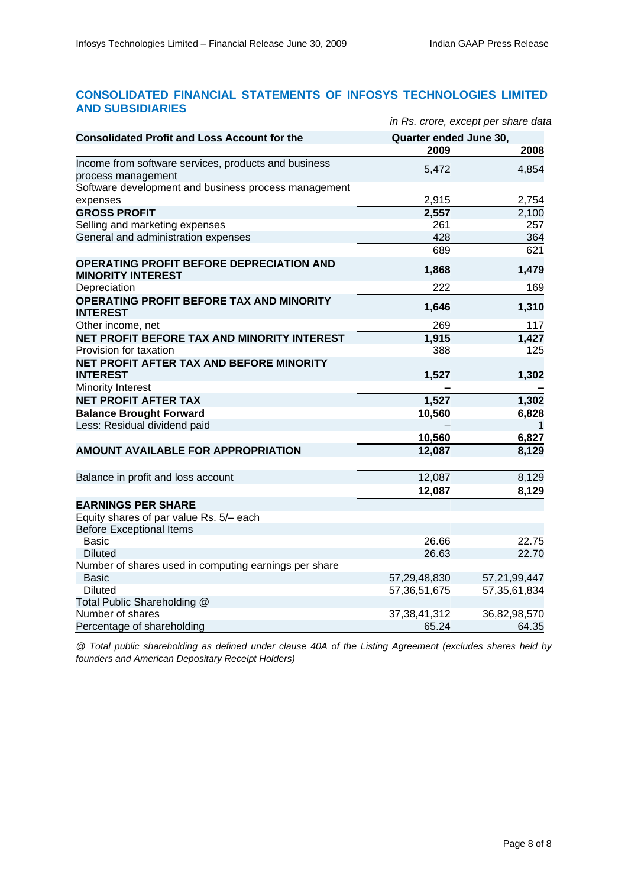## CONSOLIDATED FINANCIAL STATEMENTS OF INFOSYS TECHNOLOGIES LIMITED AND SUBSIDIARIES

*in Rs. crore, except per share data*

| Consolidated Profit and Loss Account for the | Quarter ended June 30, | |
|---|---|---|
| | 2009 | 2008 |
| Income from software services, products and business process management | 5,472 | 4,854 |
| Software development and business process management expenses | 2,915 | 2,754 |
| **GROSS PROFIT** | **2,557** | 2,100 |
| Selling and marketing expenses | 261 | 257 |
| General and administration expenses | 428 | 364 |
| | 689 | 621 |
| **OPERATING PROFIT BEFORE DEPRECIATION AND MINORITY INTEREST** | **1,868** | **1,479** |
| Depreciation | 222 | 169 |
| **OPERATING PROFIT BEFORE TAX AND MINORITY INTEREST** | **1,646** | **1,310** |
| Other income, net | 269 | 117 |
| **NET PROFIT BEFORE TAX AND MINORITY INTEREST** | **1,915** | **1,427** |
| Provision for taxation | 388 | 125 |
| **NET PROFIT AFTER TAX AND BEFORE MINORITY INTEREST** | **1,527** | **1,302** |
| Minority Interest | – | – |
| **NET PROFIT AFTER TAX** | **1,527** | **1,302** |
| **Balance Brought Forward** | **10,560** | **6,828** |
| Less: Residual dividend paid | – | 1 |
| | **10,560** | **6,827** |
| **AMOUNT AVAILABLE FOR APPROPRIATION** | **12,087** | **8,129** |
| Balance in profit and loss account | 12,087 | 8,129 |
| | **12,087** | **8,129** |
| **EARNINGS PER SHARE** | | |
| Equity shares of par value Rs. 5/– each | | |
| Before Exceptional Items | | |
| Basic | 26.66 | 22.75 |
| Diluted | 26.63 | 22.70 |
| Number of shares used in computing earnings per share | | |
| Basic | 57,29,48,830 | 57,21,99,447 |
| Diluted | 57,36,51,675 | 57,35,61,834 |
| Total Public Shareholding @ | | |
| Number of shares | 37,38,41,312 | 36,82,98,570 |
| Percentage of shareholding | 65.24 | 64.35 |

*@ Total public shareholding as defined under clause 40A of the Listing Agreement (excludes shares held by founders and American Depositary Receipt Holders)*